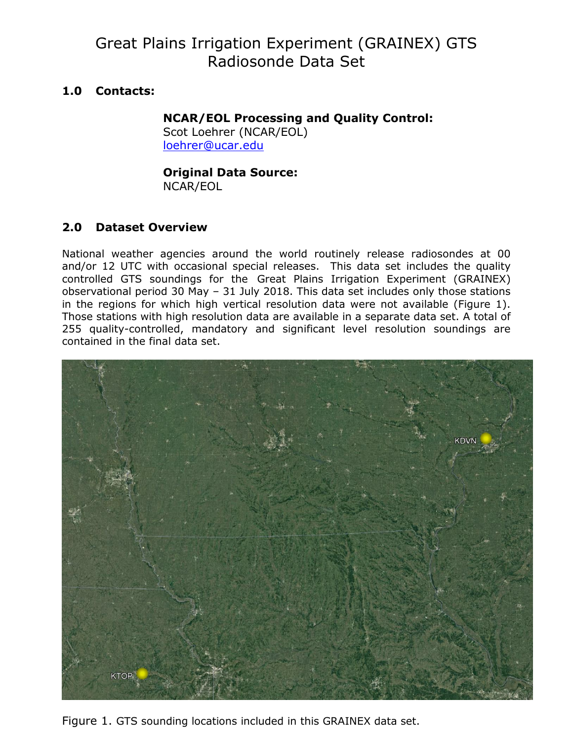# Great Plains Irrigation Experiment (GRAINEX) GTS Radiosonde Data Set

## 1.0 Contacts:

**NCAR/EOL Processing and Quality Control:**
Scot Loehrer (NCAR/EOL)
loehrer@ucar.edu

**Original Data Source:**
NCAR/EOL

## 2.0 Dataset Overview

National weather agencies around the world routinely release radiosondes at 00 and/or 12 UTC with occasional special releases. This data set includes the quality controlled GTS soundings for the Great Plains Irrigation Experiment (GRAINEX) observational period 30 May – 31 July 2018. This data set includes only those stations in the regions for which high vertical resolution data were not available (Figure 1). Those stations with high resolution data are available in a separate data set. A total of 255 quality-controlled, mandatory and significant level resolution soundings are contained in the final data set.

Figure 1. GTS sounding locations included in this GRAINEX data set.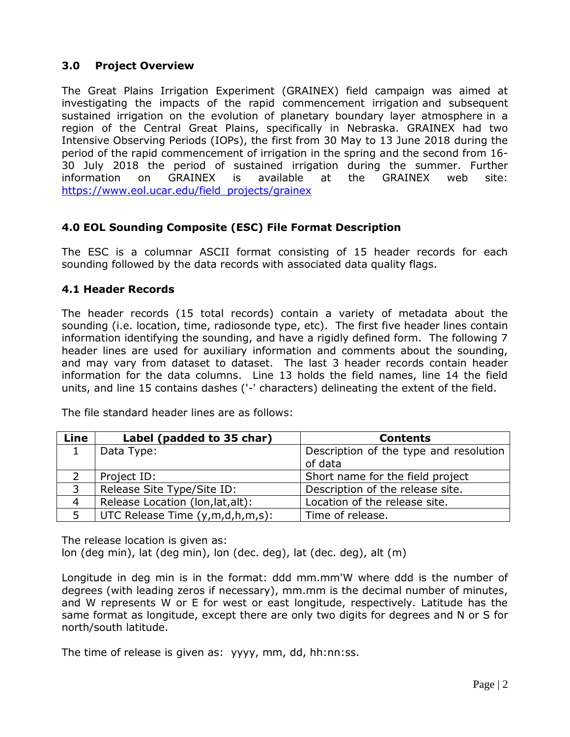## 3.0 Project Overview

The Great Plains Irrigation Experiment (GRAINEX) field campaign was aimed at investigating the impacts of the rapid commencement irrigation and subsequent sustained irrigation on the evolution of planetary boundary layer atmosphere in a region of the Central Great Plains, specifically in Nebraska. GRAINEX had two Intensive Observing Periods (IOPs), the first from 30 May to 13 June 2018 during the period of the rapid commencement of irrigation in the spring and the second from 16-30 July 2018 the period of sustained irrigation during the summer. Further information on GRAINEX is available at the GRAINEX web site: https://www.eol.ucar.edu/field_projects/grainex

## 4.0 EOL Sounding Composite (ESC) File Format Description

The ESC is a columnar ASCII format consisting of 15 header records for each sounding followed by the data records with associated data quality flags.

### 4.1 Header Records

The header records (15 total records) contain a variety of metadata about the sounding (i.e. location, time, radiosonde type, etc). The first five header lines contain information identifying the sounding, and have a rigidly defined form. The following 7 header lines are used for auxiliary information and comments about the sounding, and may vary from dataset to dataset. The last 3 header records contain header information for the data columns. Line 13 holds the field names, line 14 the field units, and line 15 contains dashes ('-' characters) delineating the extent of the field.

The file standard header lines are as follows:

| Line | Label (padded to 35 char) | Contents |
|---|---|---|
| 1 | Data Type: | Description of the type and resolution of data |
| 2 | Project ID: | Short name for the field project |
| 3 | Release Site Type/Site ID: | Description of the release site. |
| 4 | Release Location (lon,lat,alt): | Location of the release site. |
| 5 | UTC Release Time (y,m,d,h,m,s): | Time of release. |

The release location is given as:
lon (deg min), lat (deg min), lon (dec. deg), lat (dec. deg), alt (m)

Longitude in deg min is in the format: ddd mm.mm'W where ddd is the number of degrees (with leading zeros if necessary), mm.mm is the decimal number of minutes, and W represents W or E for west or east longitude, respectively. Latitude has the same format as longitude, except there are only two digits for degrees and N or S for north/south latitude.

The time of release is given as: yyyy, mm, dd, hh:nn:ss.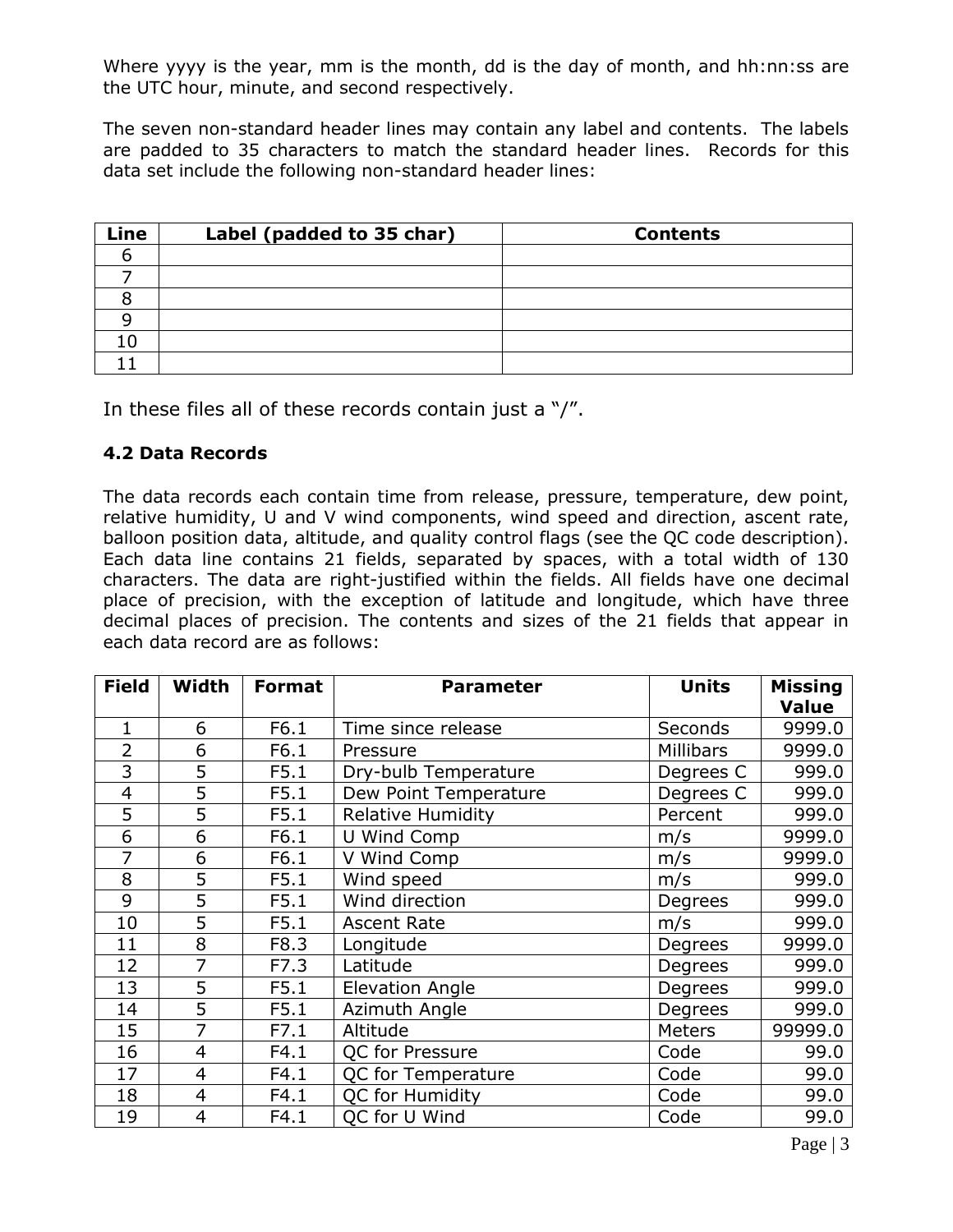Where yyyy is the year, mm is the month, dd is the day of month, and hh:nn:ss are the UTC hour, minute, and second respectively.

The seven non-standard header lines may contain any label and contents. The labels are padded to 35 characters to match the standard header lines. Records for this data set include the following non-standard header lines:

| Line | Label (padded to 35 char) | Contents |
|---|---|---|
| 6 | | |
| 7 | | |
| 8 | | |
| 9 | | |
| 10 | | |
| 11 | | |

In these files all of these records contain just a "/".

### 4.2 Data Records

The data records each contain time from release, pressure, temperature, dew point, relative humidity, U and V wind components, wind speed and direction, ascent rate, balloon position data, altitude, and quality control flags (see the QC code description). Each data line contains 21 fields, separated by spaces, with a total width of 130 characters. The data are right-justified within the fields. All fields have one decimal place of precision, with the exception of latitude and longitude, which have three decimal places of precision. The contents and sizes of the 21 fields that appear in each data record are as follows:

| Field | Width | Format | Parameter | Units | Missing Value |
|---|---|---|---|---|---|
| 1 | 6 | F6.1 | Time since release | Seconds | 9999.0 |
| 2 | 6 | F6.1 | Pressure | Millibars | 9999.0 |
| 3 | 5 | F5.1 | Dry-bulb Temperature | Degrees C | 999.0 |
| 4 | 5 | F5.1 | Dew Point Temperature | Degrees C | 999.0 |
| 5 | 5 | F5.1 | Relative Humidity | Percent | 999.0 |
| 6 | 6 | F6.1 | U Wind Comp | m/s | 9999.0 |
| 7 | 6 | F6.1 | V Wind Comp | m/s | 9999.0 |
| 8 | 5 | F5.1 | Wind speed | m/s | 999.0 |
| 9 | 5 | F5.1 | Wind direction | Degrees | 999.0 |
| 10 | 5 | F5.1 | Ascent Rate | m/s | 999.0 |
| 11 | 8 | F8.3 | Longitude | Degrees | 9999.0 |
| 12 | 7 | F7.3 | Latitude | Degrees | 999.0 |
| 13 | 5 | F5.1 | Elevation Angle | Degrees | 999.0 |
| 14 | 5 | F5.1 | Azimuth Angle | Degrees | 999.0 |
| 15 | 7 | F7.1 | Altitude | Meters | 99999.0 |
| 16 | 4 | F4.1 | QC for Pressure | Code | 99.0 |
| 17 | 4 | F4.1 | QC for Temperature | Code | 99.0 |
| 18 | 4 | F4.1 | QC for Humidity | Code | 99.0 |
| 19 | 4 | F4.1 | QC for U Wind | Code | 99.0 |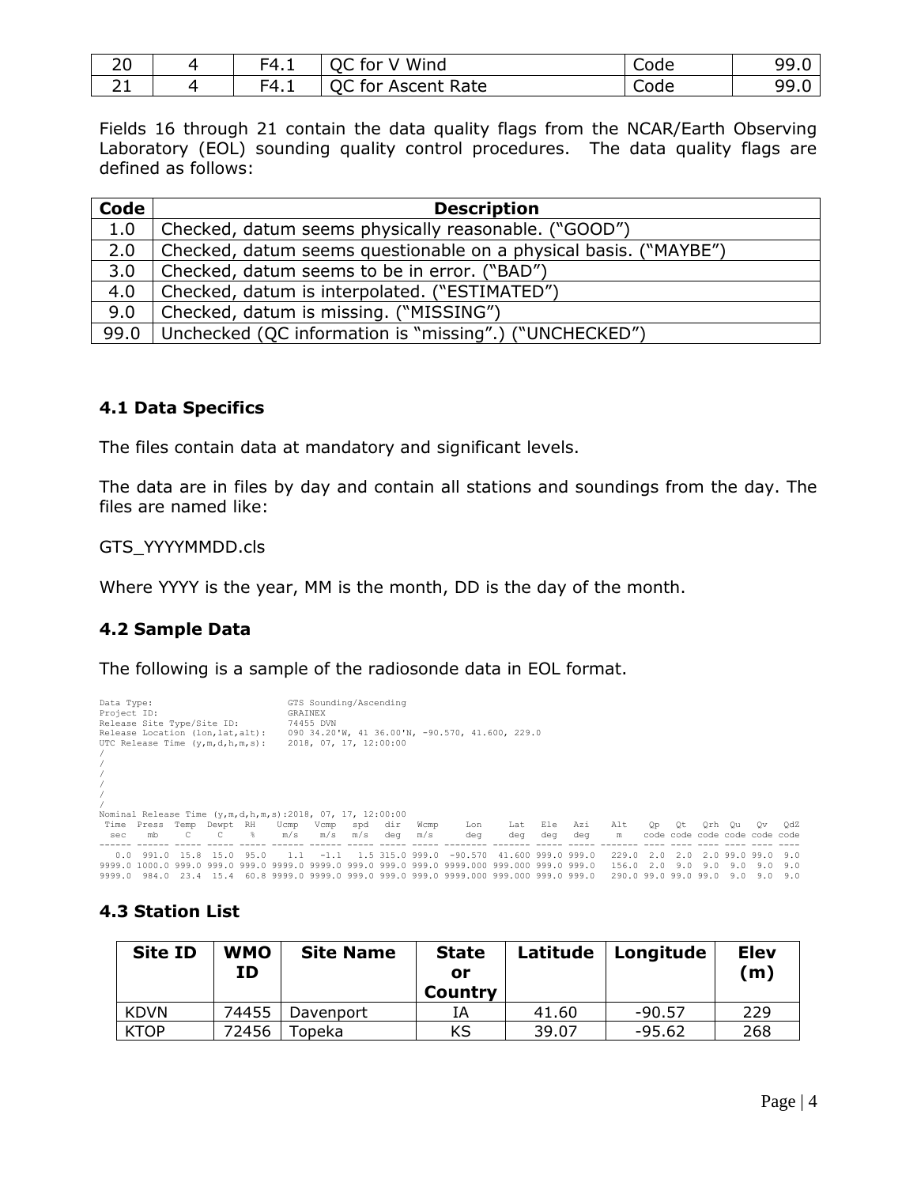| 20 | 4 | F4.1 | QC for V Wind | Code | 99.0 |
|---|---|---|---|---|---|
| 21 | 4 | F4.1 | QC for Ascent Rate | Code | 99.0 |

Fields 16 through 21 contain the data quality flags from the NCAR/Earth Observing Laboratory (EOL) sounding quality control procedures. The data quality flags are defined as follows:

| Code | Description |
|---|---|
| 1.0 | Checked, datum seems physically reasonable. ("GOOD") |
| 2.0 | Checked, datum seems questionable on a physical basis. ("MAYBE") |
| 3.0 | Checked, datum seems to be in error. ("BAD") |
| 4.0 | Checked, datum is interpolated. ("ESTIMATED") |
| 9.0 | Checked, datum is missing. ("MISSING") |
| 99.0 | Unchecked (QC information is "missing".) ("UNCHECKED") |

### 4.1 Data Specifics

The files contain data at mandatory and significant levels.

The data are in files by day and contain all stations and soundings from the day. The files are named like:

GTS_YYYYMMDD.cls

Where YYYY is the year, MM is the month, DD is the day of the month.

### 4.2 Sample Data

The following is a sample of the radiosonde data in EOL format.

```
Data Type:                         GTS Sounding/Ascending
Project ID:                        GRAINEX
Release Site Type/Site ID:         74455 DVN
Release Location (lon,lat,alt):    090 34.20'W, 41 36.00'N, -90.570, 41.600, 229.0
UTC Release Time (y,m,d,h,m,s):    2018, 07, 17, 12:00:00
/
/
/
/
/
/
Nominal Release Time (y,m,d,h,m,s):2018, 07, 17, 12:00:00
 Time  Press  Temp  Dewpt  RH    Ucmp   Vcmp   spd   dir   Wcmp     Lon      Lat   Ele   Azi    Alt    Qp   Qt   Qrh  Qu   Qv   QdZ
  sec    mb     C     C     %     m/s    m/s   m/s   deg   m/s      deg      deg   deg   deg     m    code code code code code code
------ ------ ----- ----- ----- ------ ------ ----- ----- ----- -------- ------- ----- ----- ------- ---- ---- ---- ---- ---- ----
   0.0  991.0  15.8  15.0  95.0    1.1   -1.1   1.5 315.0 999.0  -90.570  41.600 999.0 999.0   229.0  2.0  2.0  2.0 99.0 99.0  9.0
9999.0 1000.0 999.0 999.0 999.0 9999.0 9999.0 999.0 999.0 999.0 9999.000 999.000 999.0 999.0   156.0  2.0  9.0  9.0  9.0  9.0  9.0
9999.0  984.0  23.4  15.4  60.8 9999.0 9999.0 999.0 999.0 999.0 9999.000 999.000 999.0 999.0   290.0 99.0 99.0 99.0  9.0  9.0  9.0
```

### 4.3 Station List

| Site ID | WMO ID | Site Name | State or Country | Latitude | Longitude | Elev (m) |
|---|---|---|---|---|---|---|
| KDVN | 74455 | Davenport | IA | 41.60 | -90.57 | 229 |
| KTOP | 72456 | Topeka | KS | 39.07 | -95.62 | 268 |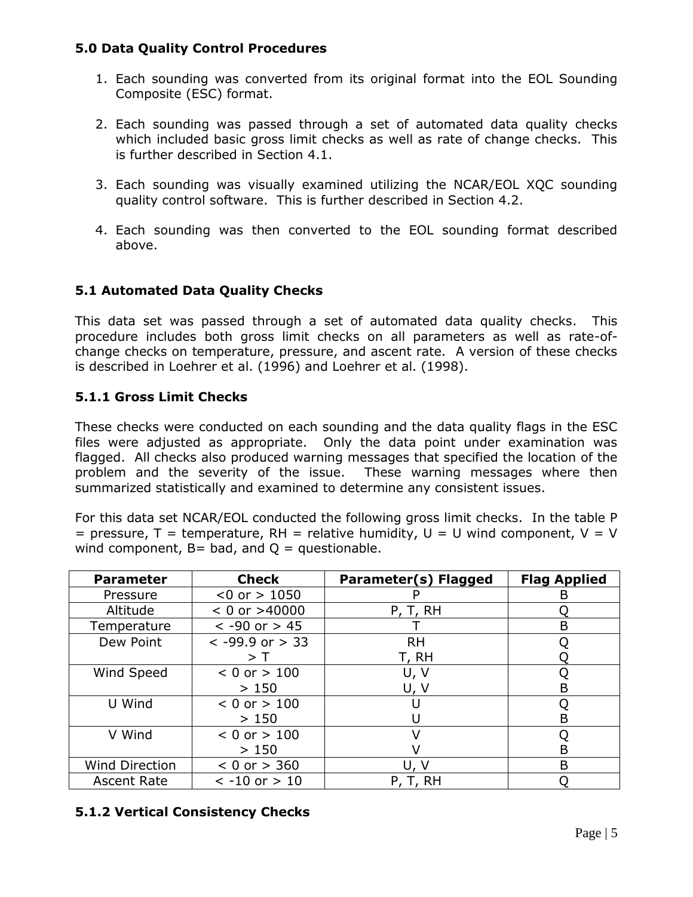## 5.0 Data Quality Control Procedures

1. Each sounding was converted from its original format into the EOL Sounding Composite (ESC) format.

2. Each sounding was passed through a set of automated data quality checks which included basic gross limit checks as well as rate of change checks. This is further described in Section 4.1.

3. Each sounding was visually examined utilizing the NCAR/EOL XQC sounding quality control software. This is further described in Section 4.2.

4. Each sounding was then converted to the EOL sounding format described above.

## 5.1 Automated Data Quality Checks

This data set was passed through a set of automated data quality checks. This procedure includes both gross limit checks on all parameters as well as rate-of-change checks on temperature, pressure, and ascent rate. A version of these checks is described in Loehrer et al. (1996) and Loehrer et al. (1998).

### 5.1.1 Gross Limit Checks

These checks were conducted on each sounding and the data quality flags in the ESC files were adjusted as appropriate. Only the data point under examination was flagged. All checks also produced warning messages that specified the location of the problem and the severity of the issue. These warning messages where then summarized statistically and examined to determine any consistent issues.

For this data set NCAR/EOL conducted the following gross limit checks. In the table P = pressure, T = temperature, RH = relative humidity, U = U wind component, V = V wind component, B= bad, and Q = questionable.

| Parameter | Check | Parameter(s) Flagged | Flag Applied |
|---|---|---|---|
| Pressure | <0 or > 1050 | P | B |
| Altitude | < 0 or >40000 | P, T, RH | Q |
| Temperature | < -90 or > 45 | T | B |
| Dew Point | < -99.9 or > 33<br>> T | RH<br>T, RH | Q<br>Q |
| Wind Speed | < 0 or > 100<br>> 150 | U, V<br>U, V | Q<br>B |
| U Wind | < 0 or > 100<br>> 150 | U<br>U | Q<br>B |
| V Wind | < 0 or > 100<br>> 150 | V<br>V | Q<br>B |
| Wind Direction | < 0 or > 360 | U, V | B |
| Ascent Rate | < -10 or > 10 | P, T, RH | Q |

### 5.1.2 Vertical Consistency Checks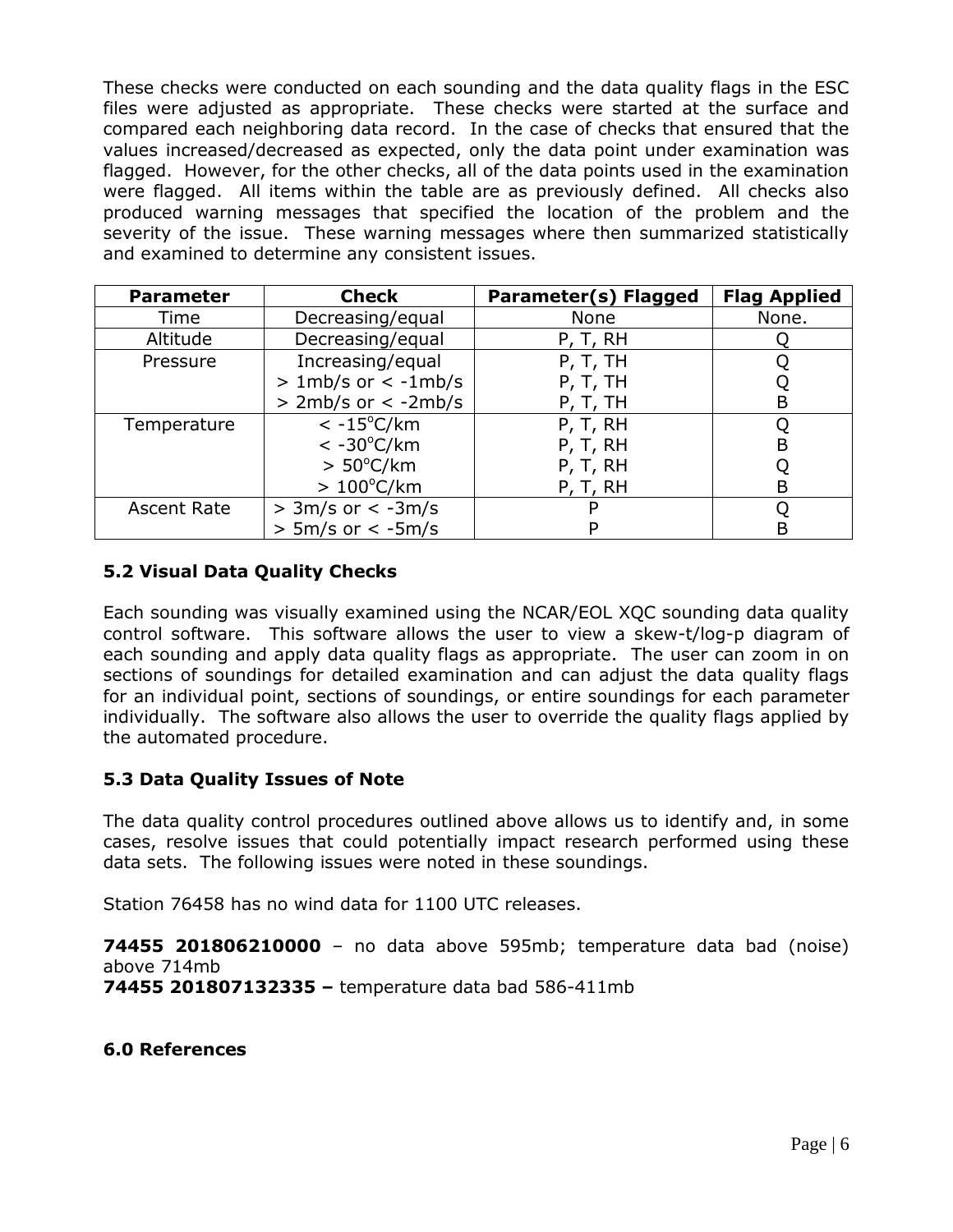These checks were conducted on each sounding and the data quality flags in the ESC files were adjusted as appropriate. These checks were started at the surface and compared each neighboring data record. In the case of checks that ensured that the values increased/decreased as expected, only the data point under examination was flagged. However, for the other checks, all of the data points used in the examination were flagged. All items within the table are as previously defined. All checks also produced warning messages that specified the location of the problem and the severity of the issue. These warning messages where then summarized statistically and examined to determine any consistent issues.

| Parameter | Check | Parameter(s) Flagged | Flag Applied |
|---|---|---|---|
| Time | Decreasing/equal | None | None. |
| Altitude | Decreasing/equal | P, T, RH | Q |
| Pressure | Increasing/equal<br>> 1mb/s or < -1mb/s<br>> 2mb/s or < -2mb/s | P, T, TH<br>P, T, TH<br>P, T, TH | Q<br>Q<br>B |
| Temperature | < -15°C/km<br>< -30°C/km<br>> 50°C/km<br>> 100°C/km | P, T, RH<br>P, T, RH<br>P, T, RH<br>P, T, RH | Q<br>B<br>Q<br>B |
| Ascent Rate | > 3m/s or < -3m/s<br>> 5m/s or < -5m/s | P<br>P | Q<br>B |

### 5.2 Visual Data Quality Checks

Each sounding was visually examined using the NCAR/EOL XQC sounding data quality control software. This software allows the user to view a skew-t/log-p diagram of each sounding and apply data quality flags as appropriate. The user can zoom in on sections of soundings for detailed examination and can adjust the data quality flags for an individual point, sections of soundings, or entire soundings for each parameter individually. The software also allows the user to override the quality flags applied by the automated procedure.

### 5.3 Data Quality Issues of Note

The data quality control procedures outlined above allows us to identify and, in some cases, resolve issues that could potentially impact research performed using these data sets. The following issues were noted in these soundings.

Station 76458 has no wind data for 1100 UTC releases.

**74455 201806210000** – no data above 595mb; temperature data bad (noise) above 714mb
**74455 201807132335 –** temperature data bad 586-411mb

## 6.0 References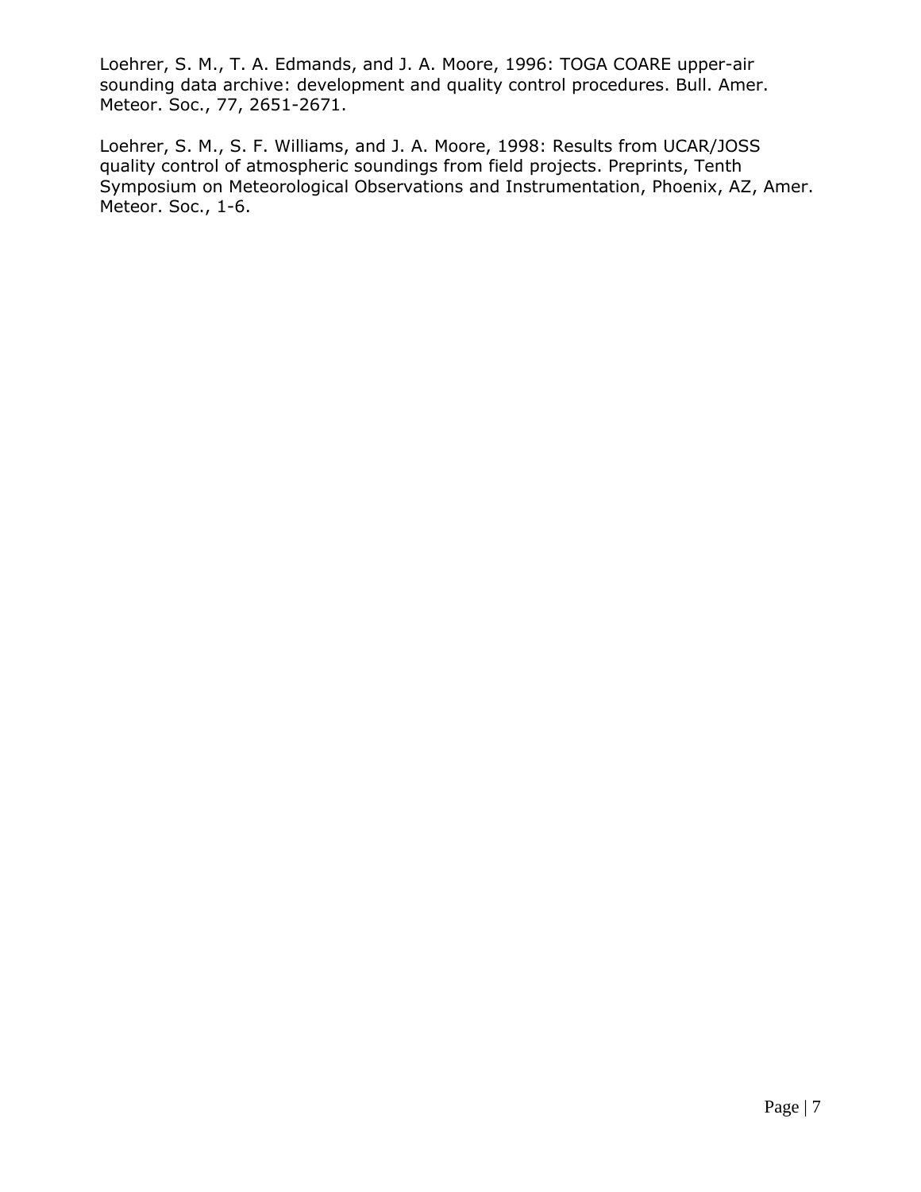Loehrer, S. M., T. A. Edmands, and J. A. Moore, 1996: TOGA COARE upper-air sounding data archive: development and quality control procedures. Bull. Amer. Meteor. Soc., 77, 2651-2671.

Loehrer, S. M., S. F. Williams, and J. A. Moore, 1998: Results from UCAR/JOSS quality control of atmospheric soundings from field projects. Preprints, Tenth Symposium on Meteorological Observations and Instrumentation, Phoenix, AZ, Amer. Meteor. Soc., 1-6.